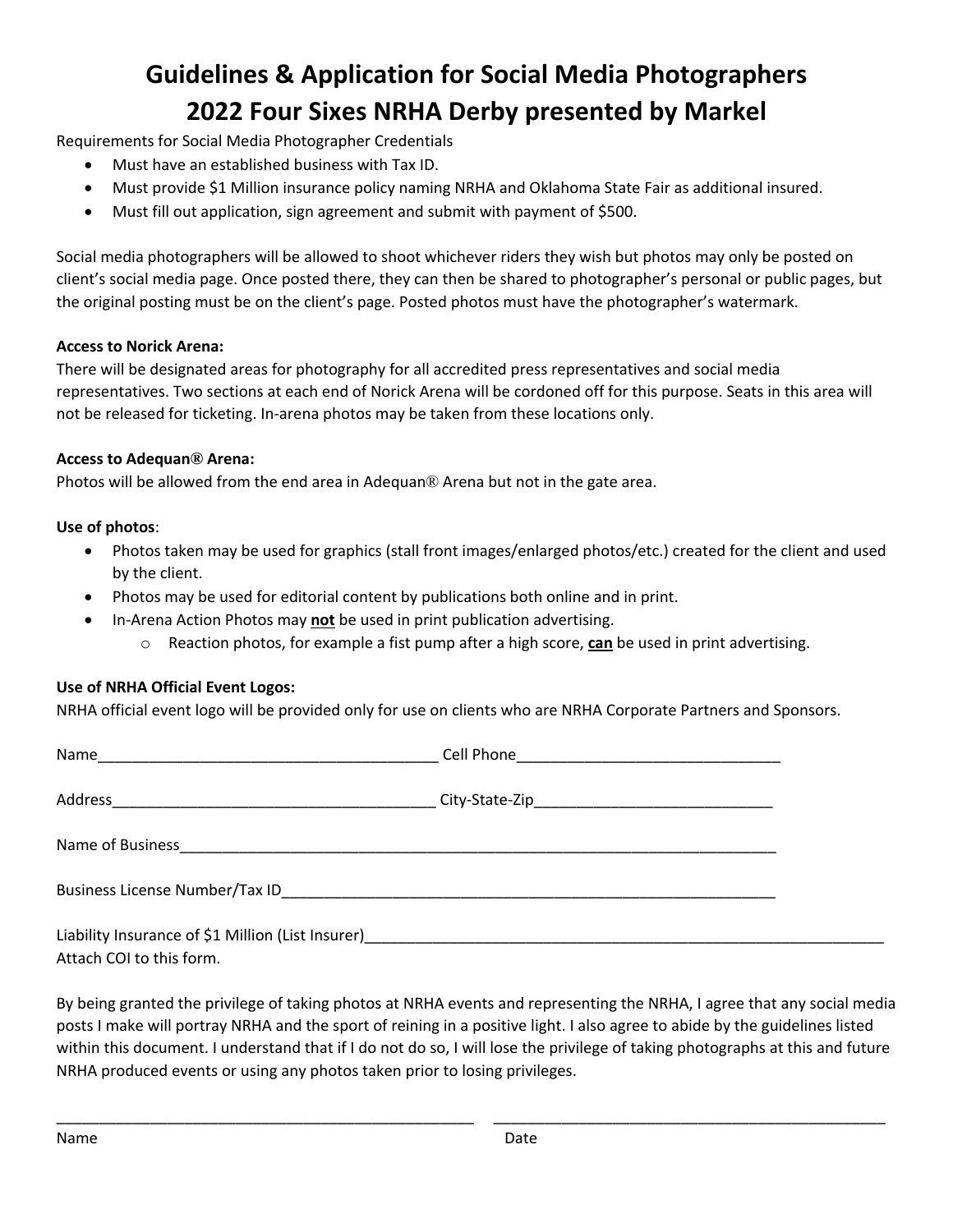# Guidelines & Application for Social Media Photographers
# 2022 Four Sixes NRHA Derby presented by Markel

Requirements for Social Media Photographer Credentials

- Must have an established business with Tax ID.
- Must provide $1 Million insurance policy naming NRHA and Oklahoma State Fair as additional insured.
- Must fill out application, sign agreement and submit with payment of $500.

Social media photographers will be allowed to shoot whichever riders they wish but photos may only be posted on client's social media page. Once posted there, they can then be shared to photographer's personal or public pages, but the original posting must be on the client's page. Posted photos must have the photographer's watermark.

**Access to Norick Arena:**
There will be designated areas for photography for all accredited press representatives and social media representatives. Two sections at each end of Norick Arena will be cordoned off for this purpose. Seats in this area will not be released for ticketing. In-arena photos may be taken from these locations only.

**Access to Adequan® Arena:**
Photos will be allowed from the end area in Adequan® Arena but not in the gate area.

**Use of photos**:

- Photos taken may be used for graphics (stall front images/enlarged photos/etc.) created for the client and used by the client.
- Photos may be used for editorial content by publications both online and in print.
- In-Arena Action Photos may **not** be used in print publication advertising.
  - Reaction photos, for example a fist pump after a high score, **can** be used in print advertising.

**Use of NRHA Official Event Logos:**
NRHA official event logo will be provided only for use on clients who are NRHA Corporate Partners and Sponsors.

Name__________________________________________ Cell Phone________________________________

Address_______________________________________ City-State-Zip____________________________

Name of Business__________________________________________________________________________

Business License Number/Tax ID______________________________________________________________

Liability Insurance of $1 Million (List Insurer)____________________________________________________
Attach COI to this form.

By being granted the privilege of taking photos at NRHA events and representing the NRHA, I agree that any social media posts I make will portray NRHA and the sport of reining in a positive light. I also agree to abide by the guidelines listed within this document. I understand that if I do not do so, I will lose the privilege of taking photographs at this and future NRHA produced events or using any photos taken prior to losing privileges.

_____________________________________________________ _________________________________________________

Name Date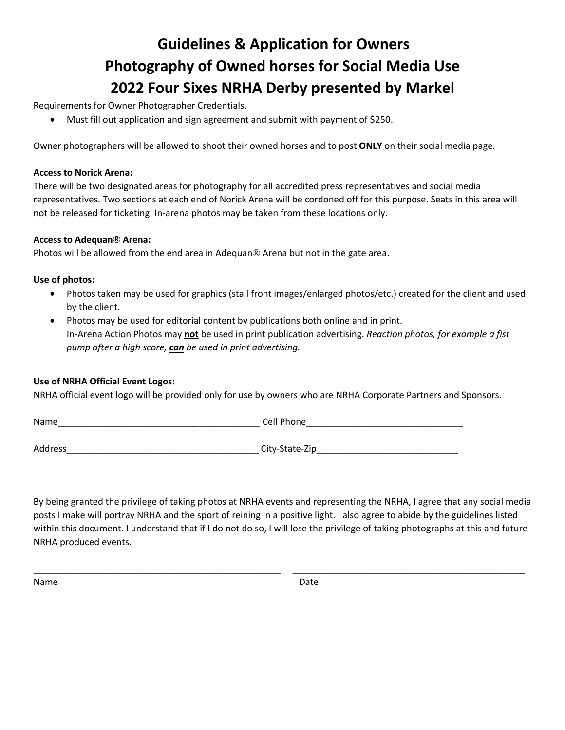# Guidelines & Application for Owners
# Photography of Owned horses for Social Media Use
# 2022 Four Sixes NRHA Derby presented by Markel

Requirements for Owner Photographer Credentials.

- Must fill out application and sign agreement and submit with payment of $250.

Owner photographers will be allowed to shoot their owned horses and to post **ONLY** on their social media page.

**Access to Norick Arena:**
There will be two designated areas for photography for all accredited press representatives and social media representatives. Two sections at each end of Norick Arena will be cordoned off for this purpose. Seats in this area will not be released for ticketing. In-arena photos may be taken from these locations only.

**Access to Adequan® Arena:**
Photos will be allowed from the end area in Adequan® Arena but not in the gate area.

**Use of photos:**

- Photos taken may be used for graphics (stall front images/enlarged photos/etc.) created for the client and used by the client.
- Photos may be used for editorial content by publications both online and in print.
  In-Arena Action Photos may **not** be used in print publication advertising. *Reaction photos, for example a fist pump after a high score,* ***can*** *be used in print advertising.*

**Use of NRHA Official Event Logos:**
NRHA official event logo will be provided only for use by owners who are NRHA Corporate Partners and Sponsors.

Name________________________________________ Cell Phone_______________________________

Address_______________________________________ City-State-Zip____________________________

By being granted the privilege of taking photos at NRHA events and representing the NRHA, I agree that any social media posts I make will portray NRHA and the sport of reining in a positive light. I also agree to abide by the guidelines listed within this document. I understand that if I do not do so, I will lose the privilege of taking photographs at this and future NRHA produced events.

___________________________________________________ ________________________________________________

Name                                                                                                    Date